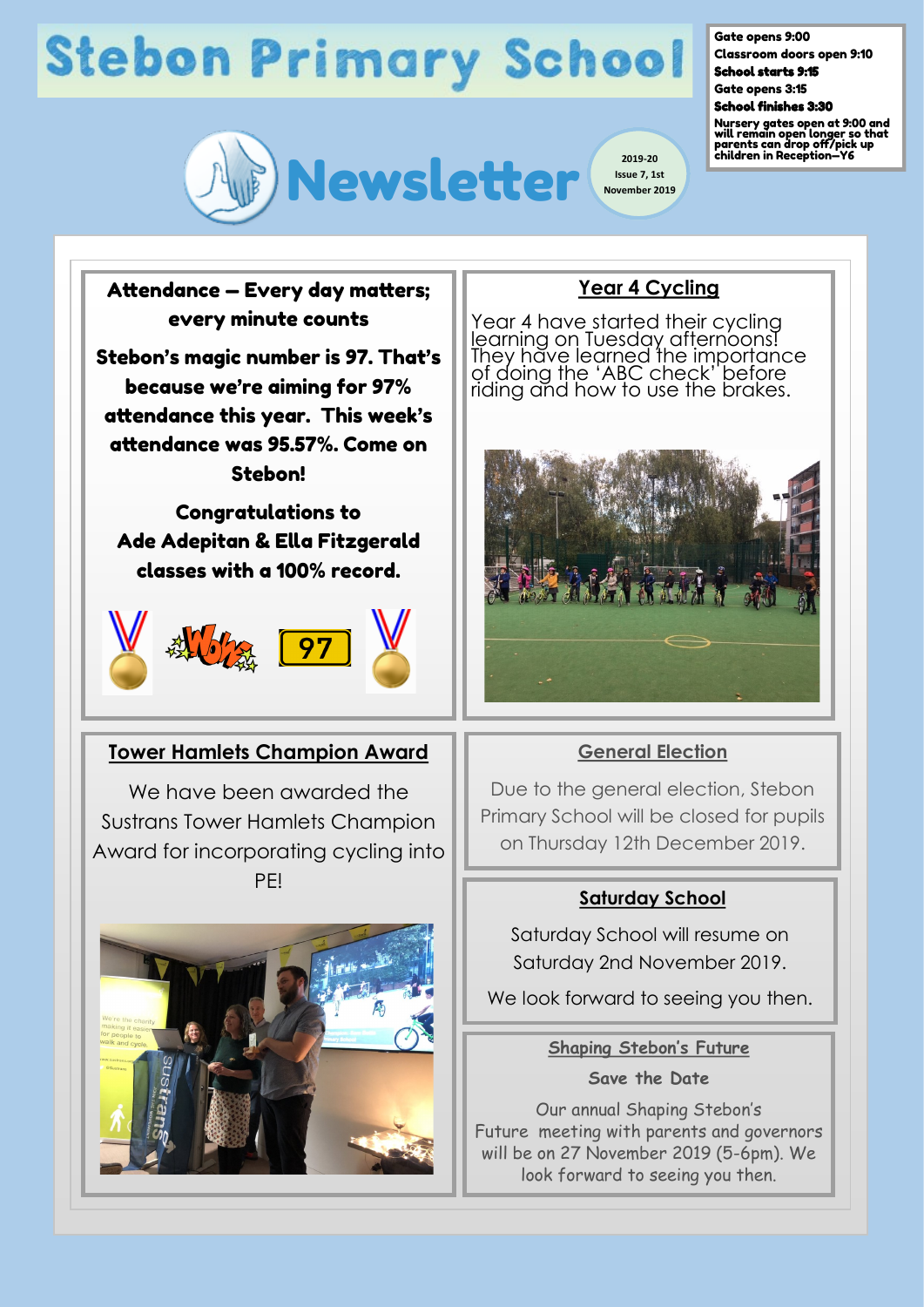# Stebon Primary School

Gate opens 9:00
Classroom doors open 9:10
**School starts 9:15**
Gate opens 3:15
**School finishes 3:30**
Nursery gates open at 9:00 and will remain open longer so that parents can drop off/pick up children in Reception—Y6

# Newsletter

2019-20
Issue 7, 1st November 2019

## Attendance – Every day matters; every minute counts

**Stebon's magic number is 97. That's because we're aiming for 97% attendance this year. This week's attendance was 95.57%. Come on Stebon!**

**Congratulations to Ade Adepitan & Ella Fitzgerald classes with a 100% record.**

## Year 4 Cycling

Year 4 have started their cycling learning on Tuesday afternoons! They have learned the importance of doing the 'ABC check' before riding and how to use the brakes.

## Tower Hamlets Champion Award

We have been awarded the Sustrans Tower Hamlets Champion Award for incorporating cycling into PE!

## General Election

Due to the general election, Stebon Primary School will be closed for pupils on Thursday 12th December 2019.

## Saturday School

Saturday School will resume on Saturday 2nd November 2019.

We look forward to seeing you then.

## Shaping Stebon's Future

**Save the Date**

*Our annual Shaping Stebon's Future meeting with parents and governors will be on 27 November 2019 (5-6pm). We look forward to seeing you then.*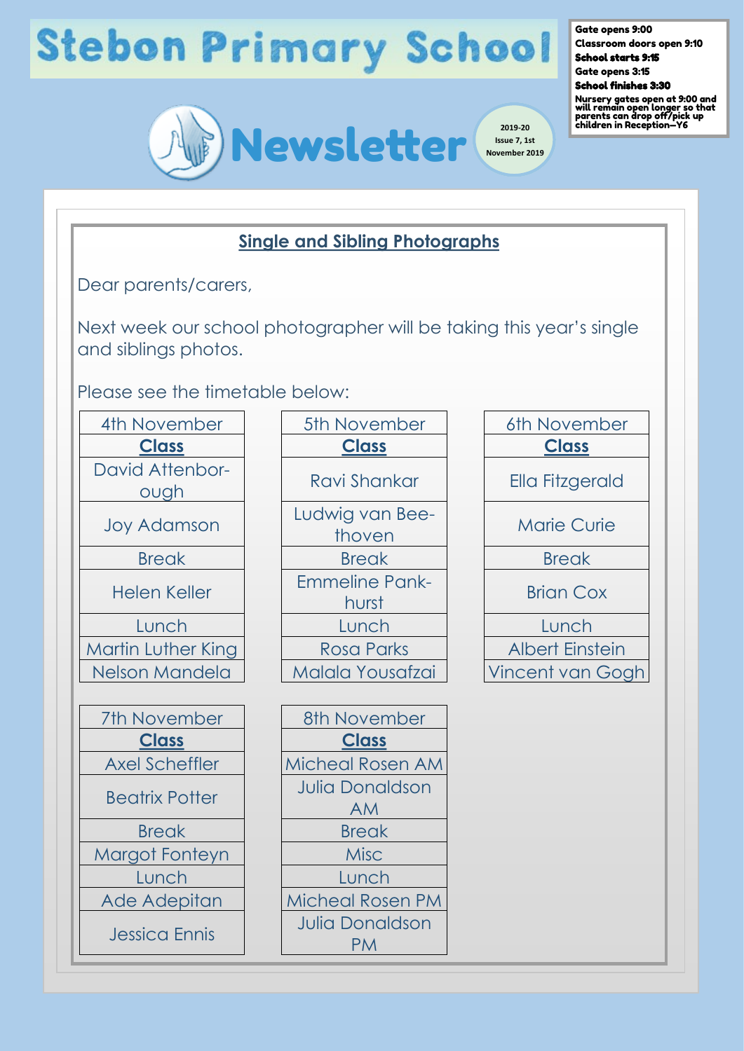# Stebon Primary School

Gate opens 9:00
Classroom doors open 9:10
**School starts 9:15**
Gate opens 3:15
**School finishes 3:30**
Nursery gates open at 9:00 and will remain open longer so that parents can drop off/pick up children in Reception—Y6

# Newsletter

2019-20
Issue 7, 1st November 2019

## Single and Sibling Photographs

Dear parents/carers,

Next week our school photographer will be taking this year's single and siblings photos.

Please see the timetable below:

| 4th November |
|---|
| **Class** |
| David Attenborough |
| Joy Adamson |
| Break |
| Helen Keller |
| Lunch |
| Martin Luther King |
| Nelson Mandela |

| 5th November |
|---|
| **Class** |
| Ravi Shankar |
| Ludwig van Beethoven |
| Break |
| Emmeline Pankhurst |
| Lunch |
| Rosa Parks |
| Malala Yousafzai |

| 6th November |
|---|
| **Class** |
| Ella Fitzgerald |
| Marie Curie |
| Break |
| Brian Cox |
| Lunch |
| Albert Einstein |
| Vincent van Gogh |

| 7th November |
|---|
| **Class** |
| Axel Scheffler |
| Beatrix Potter |
| Break |
| Margot Fonteyn |
| Lunch |
| Ade Adepitan |
| Jessica Ennis |

| 8th November |
|---|
| **Class** |
| Micheal Rosen AM |
| Julia Donaldson AM |
| Break |
| Misc |
| Lunch |
| Micheal Rosen PM |
| Julia Donaldson PM |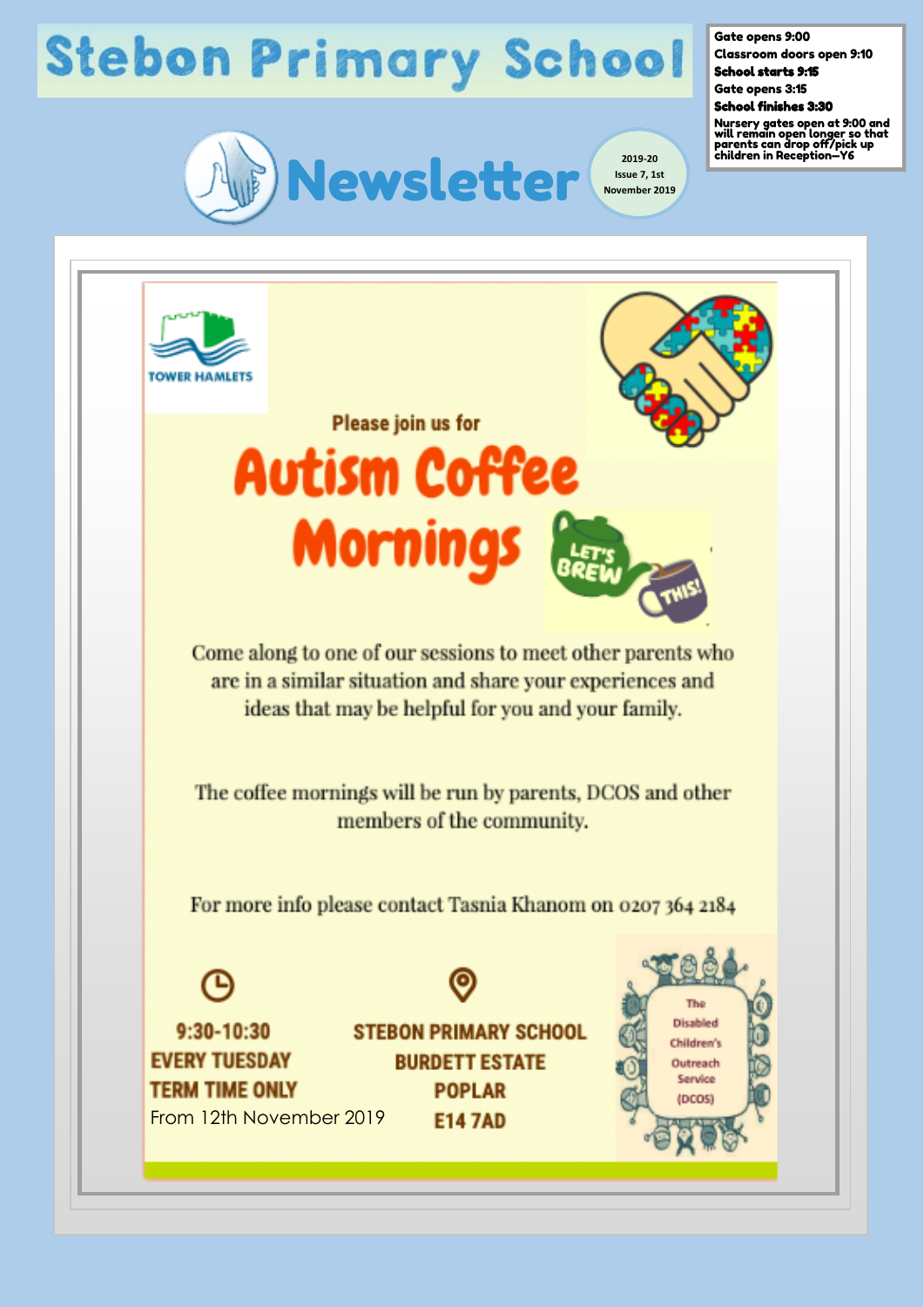# Stebon Primary School

## Newsletter

2019-20
Issue 7, 1st November 2019

**Gate opens 9:00**
**Classroom doors open 9:10**
**School starts 9:15**
**Gate opens 3:15**
**School finishes 3:30**
**Nursery gates open at 9:00 and will remain open longer so that parents can drop off/pick up children in Reception—Y6**

TOWER HAMLETS

Please join us for

# Autism Coffee Mornings

LET'S BREW THIS!

Come along to one of our sessions to meet other parents who are in a similar situation and share your experiences and ideas that may be helpful for you and your family.

The coffee mornings will be run by parents, DCOS and other members of the community.

For more info please contact Tasnia Khanom on 0207 364 2184

**9:30-10:30**
**EVERY TUESDAY**
**TERM TIME ONLY**
From 12th November 2019

**STEBON PRIMARY SCHOOL**
**BURDETT ESTATE**
**POPLAR**
**E14 7AD**

The Disabled Children's Outreach Service (DCOS)